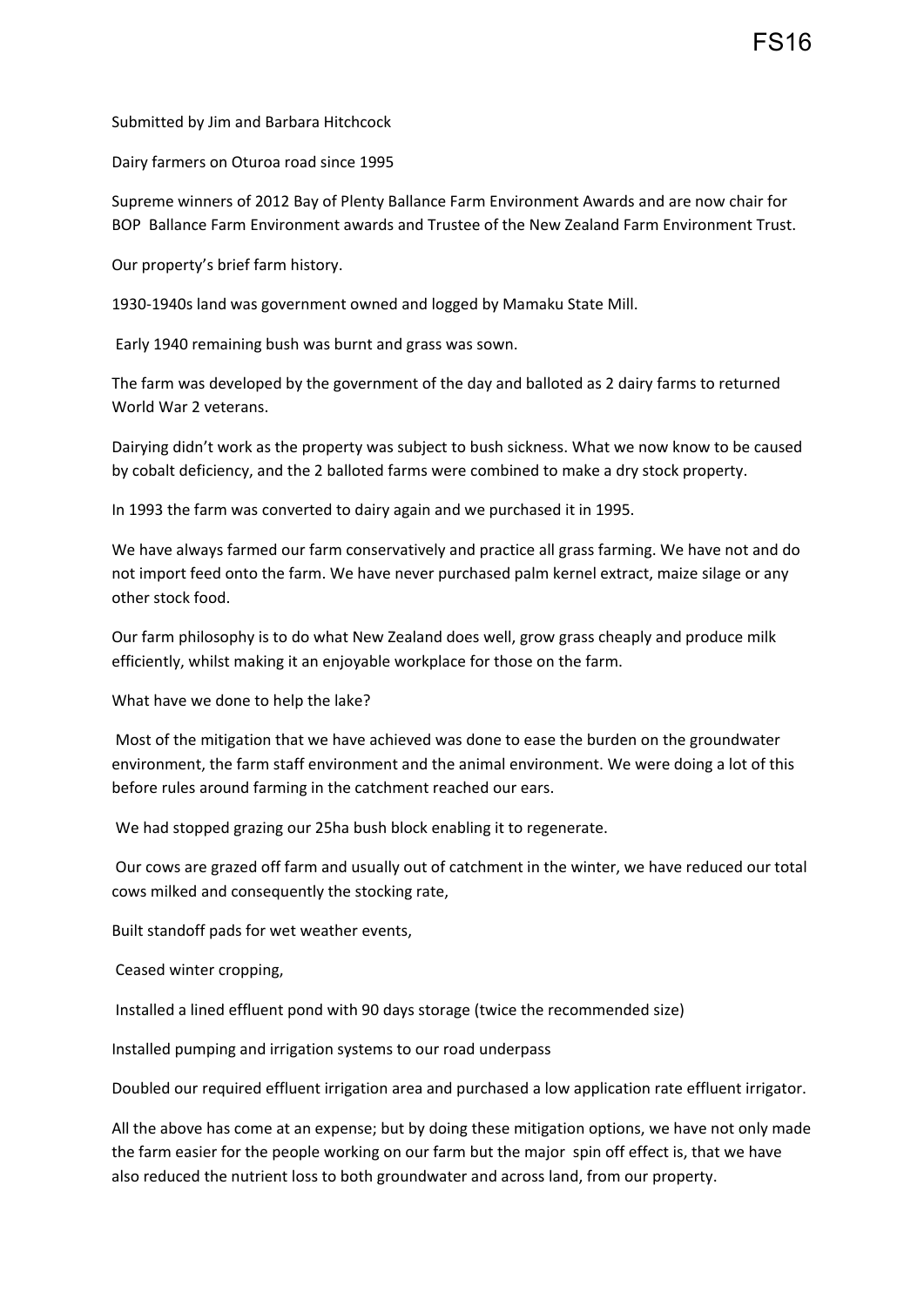FS16

Submitted by Jim and Barbara Hitchcock

Dairy farmers on Oturoa road since 1995

Supreme winners of 2012 Bay of Plenty Ballance Farm Environment Awards and are now chair for BOP Ballance Farm Environment awards and Trustee of the New Zealand Farm Environment Trust.

Our property's brief farm history.

1930-1940s land was government owned and logged by Mamaku State Mill.

Early 1940 remaining bush was burnt and grass was sown.

The farm was developed by the government of the day and balloted as 2 dairy farms to returned World War 2 veterans.

Dairying didn't work as the property was subject to bush sickness. What we now know to be caused by cobalt deficiency, and the 2 balloted farms were combined to make a dry stock property.

In 1993 the farm was converted to dairy again and we purchased it in 1995.

We have always farmed our farm conservatively and practice all grass farming. We have not and do not import feed onto the farm. We have never purchased palm kernel extract, maize silage or any other stock food.

Our farm philosophy is to do what New Zealand does well, grow grass cheaply and produce milk efficiently, whilst making it an enjoyable workplace for those on the farm.

What have we done to help the lake?

Most of the mitigation that we have achieved was done to ease the burden on the groundwater environment, the farm staff environment and the animal environment. We were doing a lot of this before rules around farming in the catchment reached our ears.

We had stopped grazing our 25ha bush block enabling it to regenerate.

Our cows are grazed off farm and usually out of catchment in the winter, we have reduced our total cows milked and consequently the stocking rate,

Built standoff pads for wet weather events,

Ceased winter cropping,

Installed a lined effluent pond with 90 days storage (twice the recommended size)

Installed pumping and irrigation systems to our road underpass

Doubled our required effluent irrigation area and purchased a low application rate effluent irrigator.

All the above has come at an expense; but by doing these mitigation options, we have not only made the farm easier for the people working on our farm but the major spin off effect is, that we have also reduced the nutrient loss to both groundwater and across land, from our property.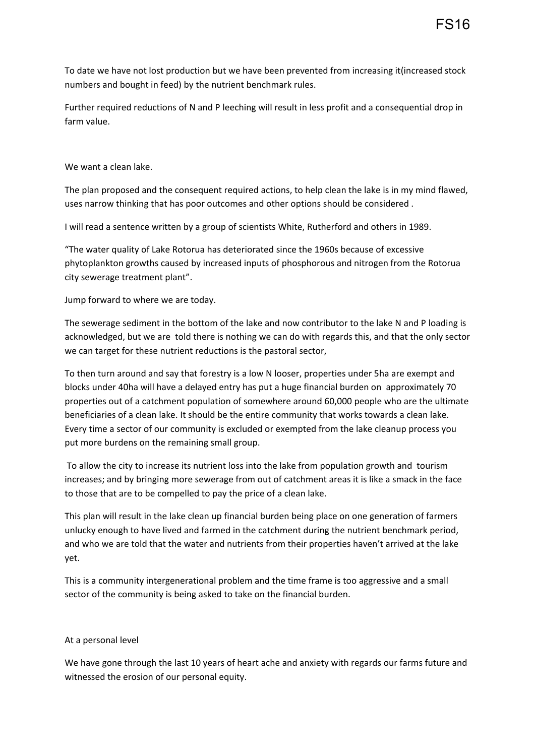To date we have not lost production but we have been prevented from increasing it(increased stock numbers and bought in feed) by the nutrient benchmark rules.

Further required reductions of N and P leeching will result in less profit and a consequential drop in farm value.

We want a clean lake.

The plan proposed and the consequent required actions, to help clean the lake is in my mind flawed, uses narrow thinking that has poor outcomes and other options should be considered .

I will read a sentence written by a group of scientists White, Rutherford and others in 1989.

"The water quality of Lake Rotorua has deteriorated since the 1960s because of excessive phytoplankton growths caused by increased inputs of phosphorous and nitrogen from the Rotorua city sewerage treatment plant".

Jump forward to where we are today.

The sewerage sediment in the bottom of the lake and now contributor to the lake N and P loading is acknowledged, but we are told there is nothing we can do with regards this, and that the only sector we can target for these nutrient reductions is the pastoral sector,

To then turn around and say that forestry is a low N looser, properties under 5ha are exempt and blocks under 40ha will have a delayed entry has put a huge financial burden on approximately 70 properties out of a catchment population of somewhere around 60,000 people who are the ultimate beneficiaries of a clean lake. It should be the entire community that works towards a clean lake. Every time a sector of our community is excluded or exempted from the lake cleanup process you put more burdens on the remaining small group.

To allow the city to increase its nutrient loss into the lake from population growth and tourism increases; and by bringing more sewerage from out of catchment areas it is like a smack in the face to those that are to be compelled to pay the price of a clean lake.

This plan will result in the lake clean up financial burden being place on one generation of farmers unlucky enough to have lived and farmed in the catchment during the nutrient benchmark period, and who we are told that the water and nutrients from their properties haven't arrived at the lake yet.

This is a community intergenerational problem and the time frame is too aggressive and a small sector of the community is being asked to take on the financial burden.

At a personal level

We have gone through the last 10 years of heart ache and anxiety with regards our farms future and witnessed the erosion of our personal equity.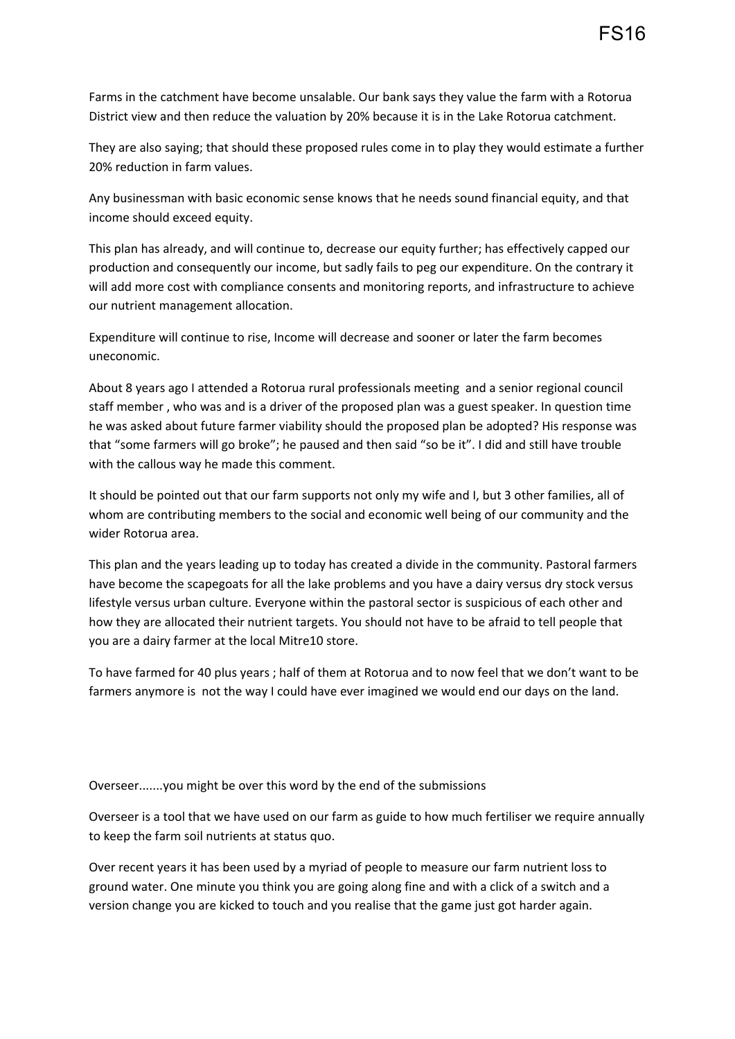Farms in the catchment have become unsalable. Our bank says they value the farm with a Rotorua District view and then reduce the valuation by 20% because it is in the Lake Rotorua catchment.

They are also saying; that should these proposed rules come in to play they would estimate a further 20% reduction in farm values.

Any businessman with basic economic sense knows that he needs sound financial equity, and that income should exceed equity.

This plan has already, and will continue to, decrease our equity further; has effectively capped our production and consequently our income, but sadly fails to peg our expenditure. On the contrary it will add more cost with compliance consents and monitoring reports, and infrastructure to achieve our nutrient management allocation.

Expenditure will continue to rise, Income will decrease and sooner or later the farm becomes uneconomic.

About 8 years ago I attended a Rotorua rural professionals meeting and a senior regional council staff member , who was and is a driver of the proposed plan was a guest speaker. In question time he was asked about future farmer viability should the proposed plan be adopted? His response was that "some farmers will go broke"; he paused and then said "so be it". I did and still have trouble with the callous way he made this comment.

It should be pointed out that our farm supports not only my wife and I, but 3 other families, all of whom are contributing members to the social and economic well being of our community and the wider Rotorua area.

This plan and the years leading up to today has created a divide in the community. Pastoral farmers have become the scapegoats for all the lake problems and you have a dairy versus dry stock versus lifestyle versus urban culture. Everyone within the pastoral sector is suspicious of each other and how they are allocated their nutrient targets. You should not have to be afraid to tell people that you are a dairy farmer at the local Mitre10 store.

To have farmed for 40 plus years ; half of them at Rotorua and to now feel that we don't want to be farmers anymore is not the way I could have ever imagined we would end our days on the land.

Overseer.......you might be over this word by the end of the submissions

Overseer is a tool that we have used on our farm as guide to how much fertiliser we require annually to keep the farm soil nutrients at status quo.

Over recent years it has been used by a myriad of people to measure our farm nutrient loss to ground water. One minute you think you are going along fine and with a click of a switch and a version change you are kicked to touch and you realise that the game just got harder again.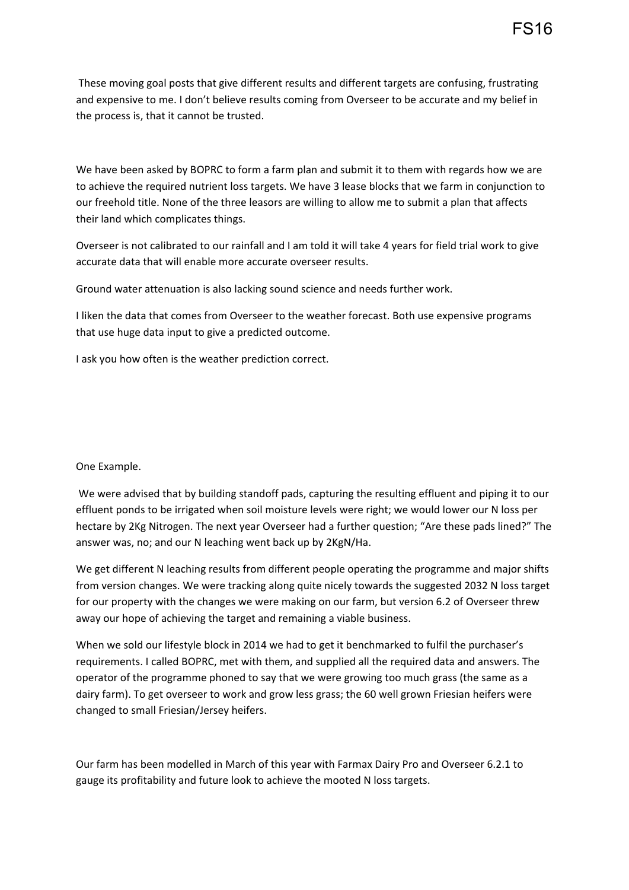These moving goal posts that give different results and different targets are confusing, frustrating and expensive to me. I don't believe results coming from Overseer to be accurate and my belief in the process is, that it cannot be trusted.

We have been asked by BOPRC to form a farm plan and submit it to them with regards how we are to achieve the required nutrient loss targets. We have 3 lease blocks that we farm in conjunction to our freehold title. None of the three leasors are willing to allow me to submit a plan that affects their land which complicates things.

Overseer is not calibrated to our rainfall and I am told it will take 4 years for field trial work to give accurate data that will enable more accurate overseer results.

Ground water attenuation is also lacking sound science and needs further work.

I liken the data that comes from Overseer to the weather forecast. Both use expensive programs that use huge data input to give a predicted outcome.

I ask you how often is the weather prediction correct.

One Example.

We were advised that by building standoff pads, capturing the resulting effluent and piping it to our effluent ponds to be irrigated when soil moisture levels were right; we would lower our N loss per hectare by 2Kg Nitrogen. The next year Overseer had a further question; "Are these pads lined?" The answer was, no; and our N leaching went back up by 2KgN/Ha.

We get different N leaching results from different people operating the programme and major shifts from version changes. We were tracking along quite nicely towards the suggested 2032 N loss target for our property with the changes we were making on our farm, but version 6.2 of Overseer threw away our hope of achieving the target and remaining a viable business.

When we sold our lifestyle block in 2014 we had to get it benchmarked to fulfil the purchaser's requirements. I called BOPRC, met with them, and supplied all the required data and answers. The operator of the programme phoned to say that we were growing too much grass (the same as a dairy farm). To get overseer to work and grow less grass; the 60 well grown Friesian heifers were changed to small Friesian/Jersey heifers.

Our farm has been modelled in March of this year with Farmax Dairy Pro and Overseer 6.2.1 to gauge its profitability and future look to achieve the mooted N loss targets.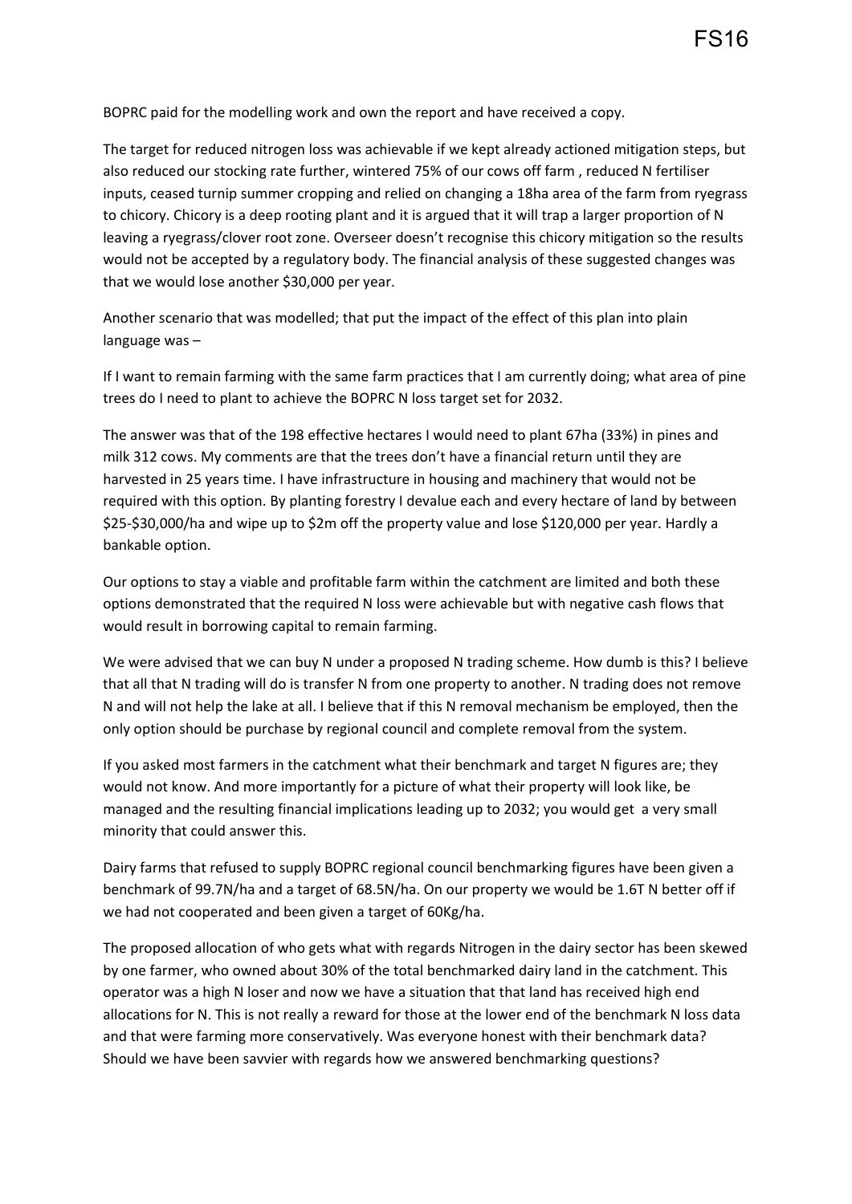BOPRC paid for the modelling work and own the report and have received a copy.

The target for reduced nitrogen loss was achievable if we kept already actioned mitigation steps, but also reduced our stocking rate further, wintered 75% of our cows off farm , reduced N fertiliser inputs, ceased turnip summer cropping and relied on changing a 18ha area of the farm from ryegrass to chicory. Chicory is a deep rooting plant and it is argued that it will trap a larger proportion of N leaving a ryegrass/clover root zone. Overseer doesn't recognise this chicory mitigation so the results would not be accepted by a regulatory body. The financial analysis of these suggested changes was that we would lose another $30,000 per year.

Another scenario that was modelled; that put the impact of the effect of this plan into plain language was –

If I want to remain farming with the same farm practices that I am currently doing; what area of pine trees do I need to plant to achieve the BOPRC N loss target set for 2032.

The answer was that of the 198 effective hectares I would need to plant 67ha (33%) in pines and milk 312 cows. My comments are that the trees don't have a financial return until they are harvested in 25 years time. I have infrastructure in housing and machinery that would not be required with this option. By planting forestry I devalue each and every hectare of land by between $25-$30,000/ha and wipe up to $2m off the property value and lose $120,000 per year. Hardly a bankable option.

Our options to stay a viable and profitable farm within the catchment are limited and both these options demonstrated that the required N loss were achievable but with negative cash flows that would result in borrowing capital to remain farming.

We were advised that we can buy N under a proposed N trading scheme. How dumb is this? I believe that all that N trading will do is transfer N from one property to another. N trading does not remove N and will not help the lake at all. I believe that if this N removal mechanism be employed, then the only option should be purchase by regional council and complete removal from the system.

If you asked most farmers in the catchment what their benchmark and target N figures are; they would not know. And more importantly for a picture of what their property will look like, be managed and the resulting financial implications leading up to 2032; you would get a very small minority that could answer this.

Dairy farms that refused to supply BOPRC regional council benchmarking figures have been given a benchmark of 99.7N/ha and a target of 68.5N/ha. On our property we would be 1.6T N better off if we had not cooperated and been given a target of 60Kg/ha.

The proposed allocation of who gets what with regards Nitrogen in the dairy sector has been skewed by one farmer, who owned about 30% of the total benchmarked dairy land in the catchment. This operator was a high N loser and now we have a situation that that land has received high end allocations for N. This is not really a reward for those at the lower end of the benchmark N loss data and that were farming more conservatively. Was everyone honest with their benchmark data? Should we have been savvier with regards how we answered benchmarking questions?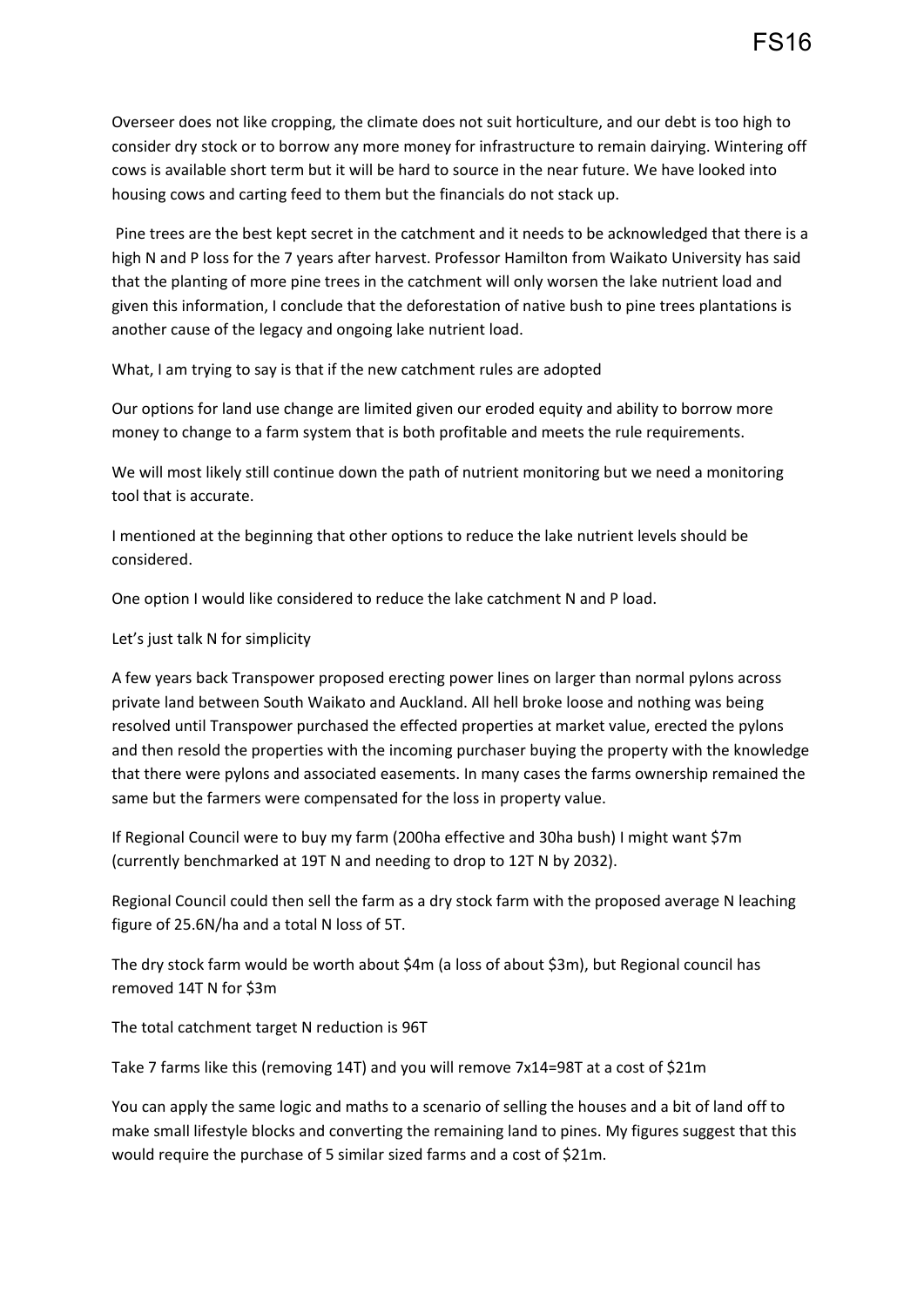Overseer does not like cropping, the climate does not suit horticulture, and our debt is too high to consider dry stock or to borrow any more money for infrastructure to remain dairying. Wintering off cows is available short term but it will be hard to source in the near future. We have looked into housing cows and carting feed to them but the financials do not stack up.

Pine trees are the best kept secret in the catchment and it needs to be acknowledged that there is a high N and P loss for the 7 years after harvest. Professor Hamilton from Waikato University has said that the planting of more pine trees in the catchment will only worsen the lake nutrient load and given this information, I conclude that the deforestation of native bush to pine trees plantations is another cause of the legacy and ongoing lake nutrient load.

What, I am trying to say is that if the new catchment rules are adopted

Our options for land use change are limited given our eroded equity and ability to borrow more money to change to a farm system that is both profitable and meets the rule requirements.

We will most likely still continue down the path of nutrient monitoring but we need a monitoring tool that is accurate.

I mentioned at the beginning that other options to reduce the lake nutrient levels should be considered.

One option I would like considered to reduce the lake catchment N and P load.

Let's just talk N for simplicity

A few years back Transpower proposed erecting power lines on larger than normal pylons across private land between South Waikato and Auckland. All hell broke loose and nothing was being resolved until Transpower purchased the effected properties at market value, erected the pylons and then resold the properties with the incoming purchaser buying the property with the knowledge that there were pylons and associated easements. In many cases the farms ownership remained the same but the farmers were compensated for the loss in property value.

If Regional Council were to buy my farm (200ha effective and 30ha bush) I might want $7m (currently benchmarked at 19T N and needing to drop to 12T N by 2032).

Regional Council could then sell the farm as a dry stock farm with the proposed average N leaching figure of 25.6N/ha and a total N loss of 5T.

The dry stock farm would be worth about $4m (a loss of about $3m), but Regional council has removed 14T N for $3m

The total catchment target N reduction is 96T

Take 7 farms like this (removing 14T) and you will remove 7x14=98T at a cost of $21m

You can apply the same logic and maths to a scenario of selling the houses and a bit of land off to make small lifestyle blocks and converting the remaining land to pines. My figures suggest that this would require the purchase of 5 similar sized farms and a cost of $21m.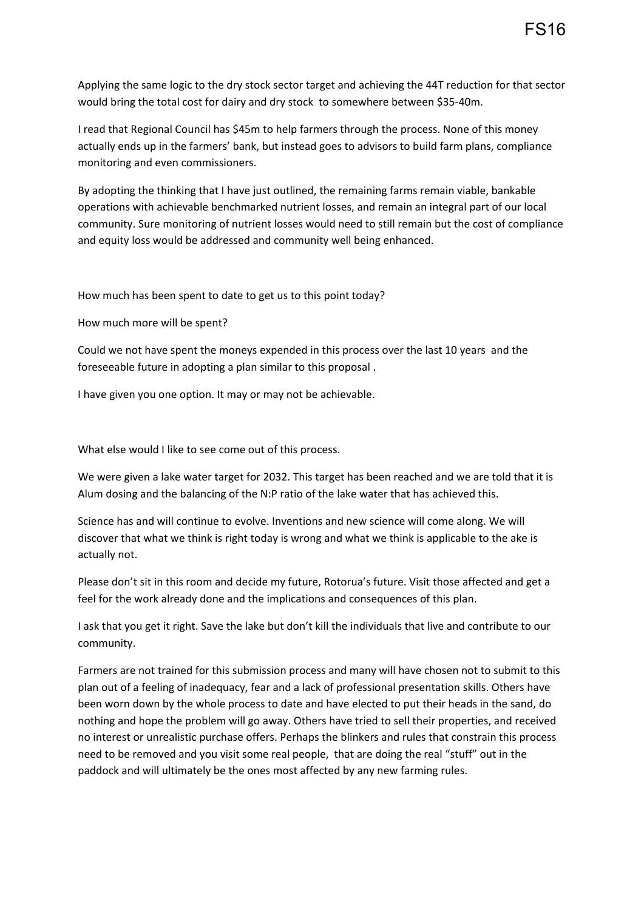Applying the same logic to the dry stock sector target and achieving the 44T reduction for that sector would bring the total cost for dairy and dry stock to somewhere between $35-40m.

I read that Regional Council has $45m to help farmers through the process. None of this money actually ends up in the farmers' bank, but instead goes to advisors to build farm plans, compliance monitoring and even commissioners.

By adopting the thinking that I have just outlined, the remaining farms remain viable, bankable operations with achievable benchmarked nutrient losses, and remain an integral part of our local community. Sure monitoring of nutrient losses would need to still remain but the cost of compliance and equity loss would be addressed and community well being enhanced.

How much has been spent to date to get us to this point today?

How much more will be spent?

Could we not have spent the moneys expended in this process over the last 10 years and the foreseeable future in adopting a plan similar to this proposal .

I have given you one option. It may or may not be achievable.

What else would I like to see come out of this process.

We were given a lake water target for 2032. This target has been reached and we are told that it is Alum dosing and the balancing of the N:P ratio of the lake water that has achieved this.

Science has and will continue to evolve. Inventions and new science will come along. We will discover that what we think is right today is wrong and what we think is applicable to the ake is actually not.

Please don't sit in this room and decide my future, Rotorua's future. Visit those affected and get a feel for the work already done and the implications and consequences of this plan.

I ask that you get it right. Save the lake but don't kill the individuals that live and contribute to our community.

Farmers are not trained for this submission process and many will have chosen not to submit to this plan out of a feeling of inadequacy, fear and a lack of professional presentation skills. Others have been worn down by the whole process to date and have elected to put their heads in the sand, do nothing and hope the problem will go away. Others have tried to sell their properties, and received no interest or unrealistic purchase offers. Perhaps the blinkers and rules that constrain this process need to be removed and you visit some real people, that are doing the real "stuff" out in the paddock and will ultimately be the ones most affected by any new farming rules.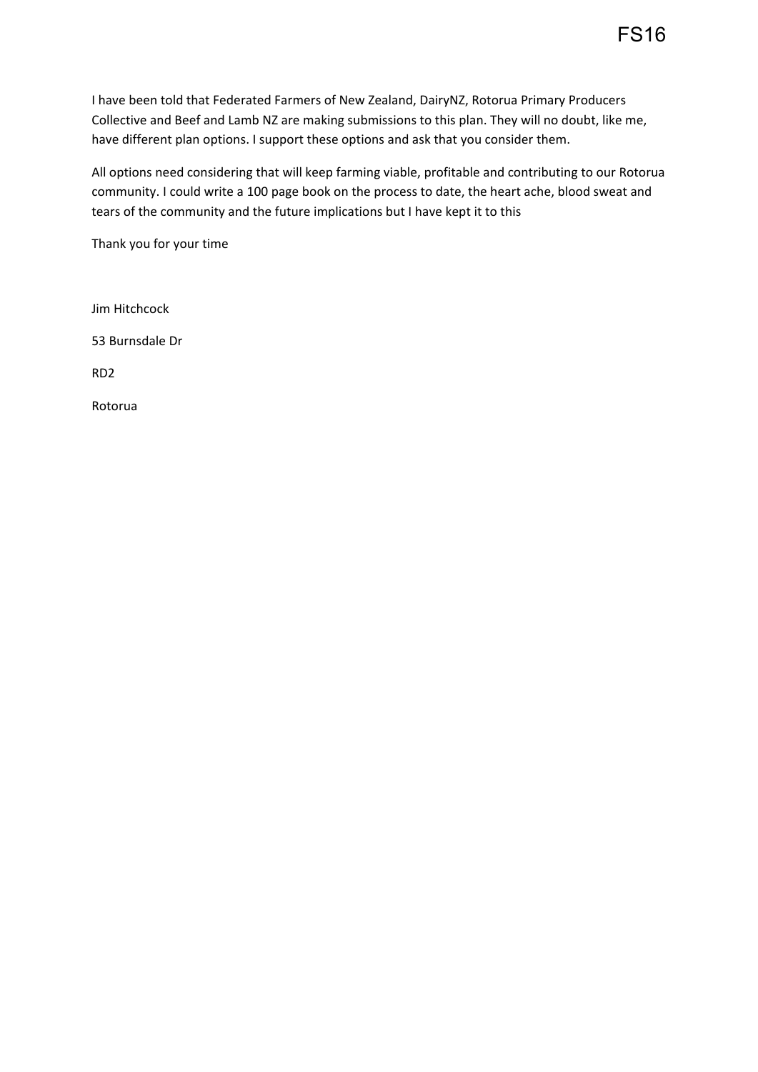I have been told that Federated Farmers of New Zealand, DairyNZ, Rotorua Primary Producers Collective and Beef and Lamb NZ are making submissions to this plan. They will no doubt, like me, have different plan options. I support these options and ask that you consider them.

All options need considering that will keep farming viable, profitable and contributing to our Rotorua community. I could write a 100 page book on the process to date, the heart ache, blood sweat and tears of the community and the future implications but I have kept it to this

Thank you for your time

Jim Hitchcock

53 Burnsdale Dr

RD2

Rotorua